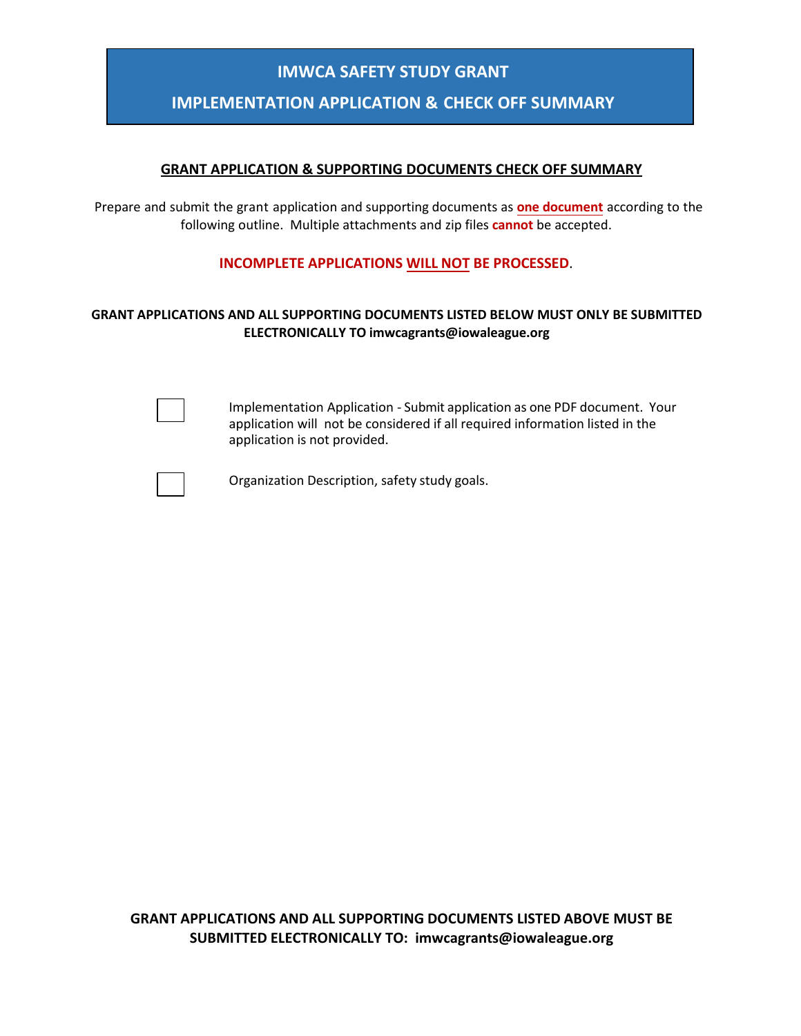# IMWCA SAFETY STUDY GRANT

## IMPLEMENTATION APPLICATION & CHECK OFF SUMMARY

### GRANT APPLICATION & SUPPORTING DOCUMENTS CHECK OFF SUMMARY

Prepare and submit the grant application and supporting documents as **one document** according to the following outline. Multiple attachments and zip files **cannot** be accepted.

**INCOMPLETE APPLICATIONS WILL NOT BE PROCESSED**.

**GRANT APPLICATIONS AND ALL SUPPORTING DOCUMENTS LISTED BELOW MUST ONLY BE SUBMITTED ELECTRONICALLY TO imwcagrants@iowaleague.org**

- [ ] Implementation Application - Submit application as one PDF document. Your application will not be considered if all required information listed in the application is not provided.

- [ ] Organization Description, safety study goals.

**GRANT APPLICATIONS AND ALL SUPPORTING DOCUMENTS LISTED ABOVE MUST BE SUBMITTED ELECTRONICALLY TO: imwcagrants@iowaleague.org**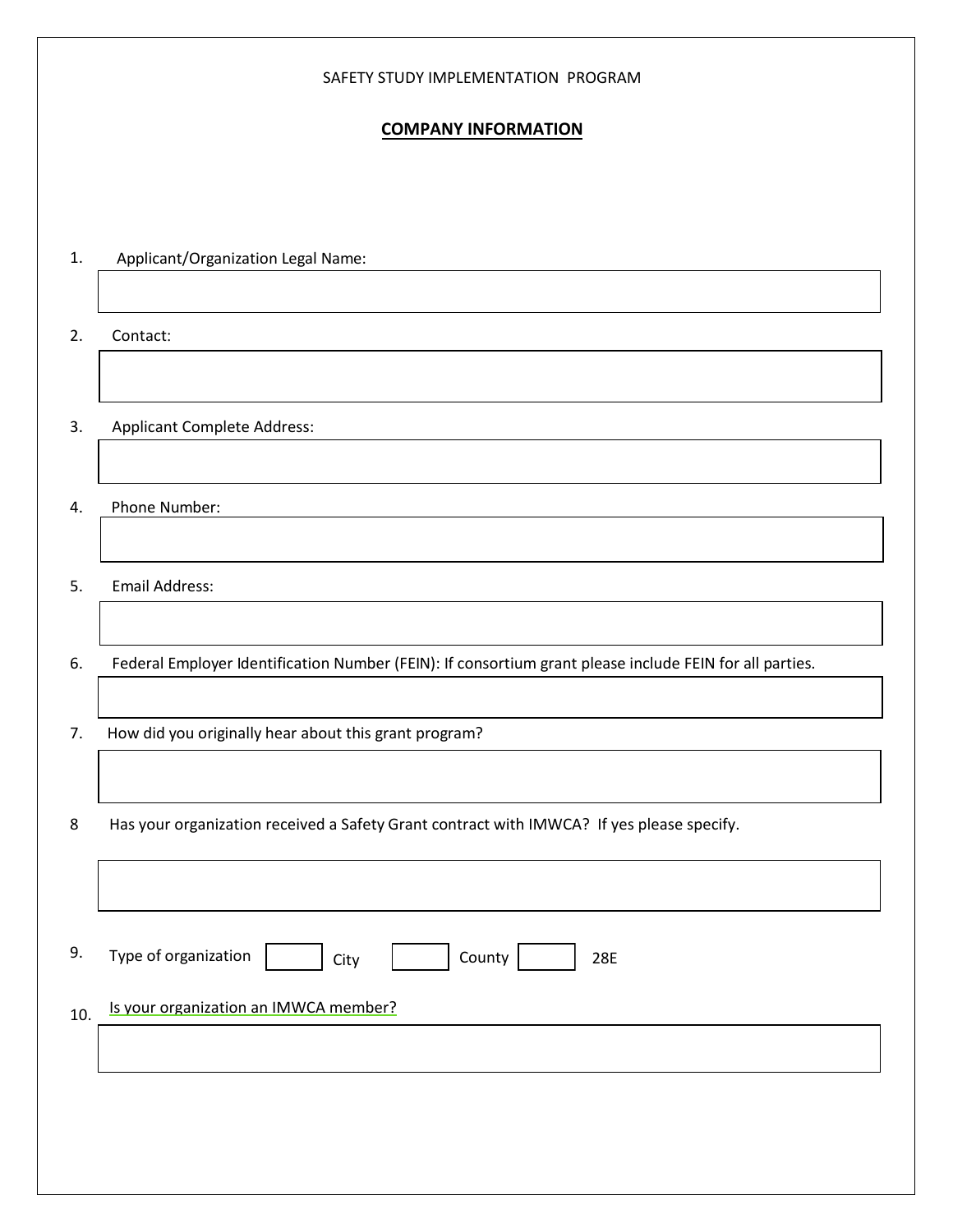SAFETY STUDY IMPLEMENTATION PROGRAM

## COMPANY INFORMATION

1. Applicant/Organization Legal Name:

2. Contact:

3. Applicant Complete Address:

4. Phone Number:

5. Email Address:

6. Federal Employer Identification Number (FEIN): If consortium grant please include FEIN for all parties.

7. How did you originally hear about this grant program?

8 Has your organization received a Safety Grant contract with IMWCA? If yes please specify.

9. Type of organization ☐ City ☐ County ☐ 28E

10. Is your organization an IMWCA member?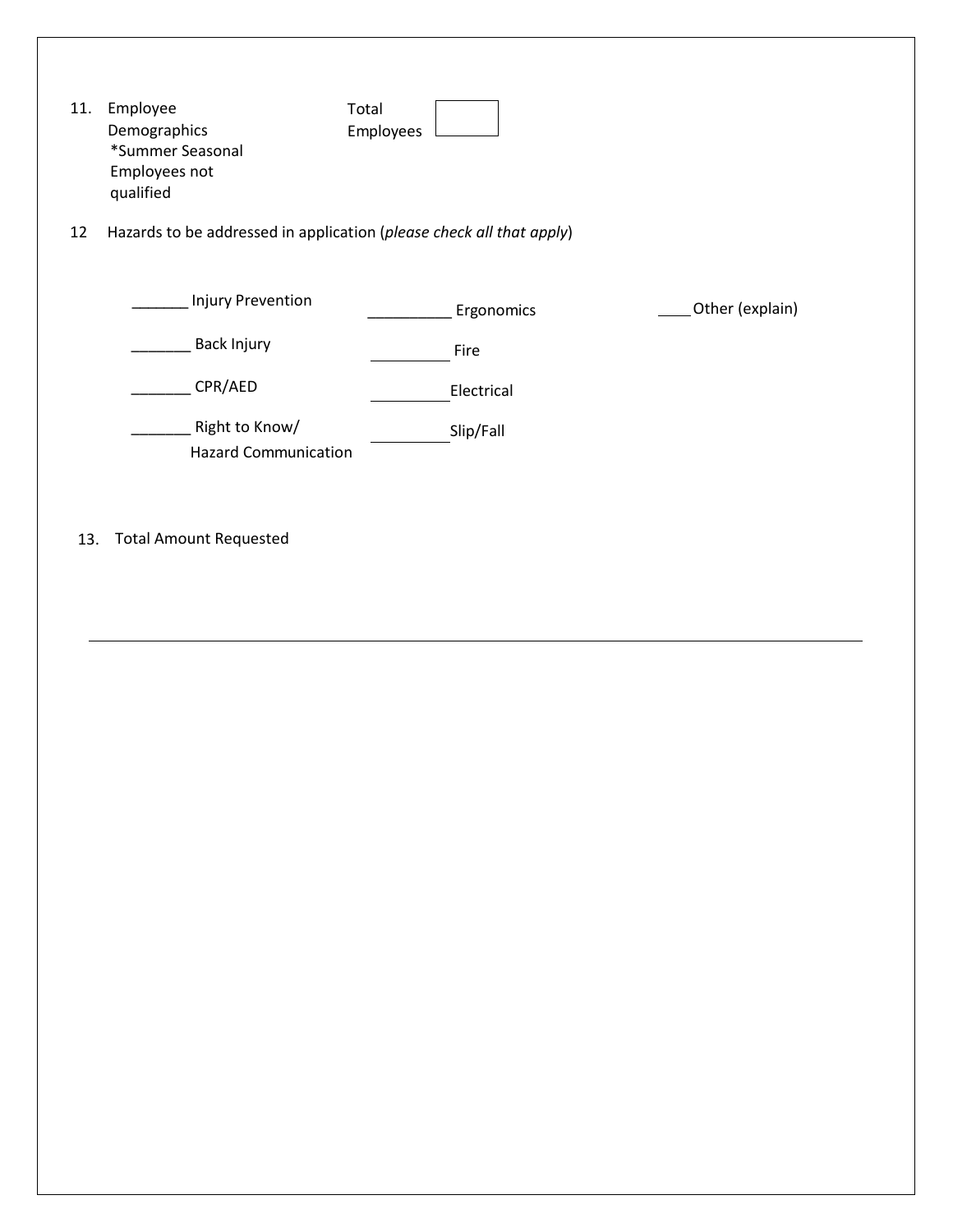11. Employee Demographics
 *Summer Seasonal Employees not qualified

 Total Employees [ ]

12 Hazards to be addressed in application (*please check all that apply*)

_______ Injury Prevention

_______ Back Injury

_______ CPR/AED

_______ Right to Know/ Hazard Communication

__________ Ergonomics

__________ Fire

__________ Electrical

__________ Slip/Fall

____ Other (explain)

13. Total Amount Requested

---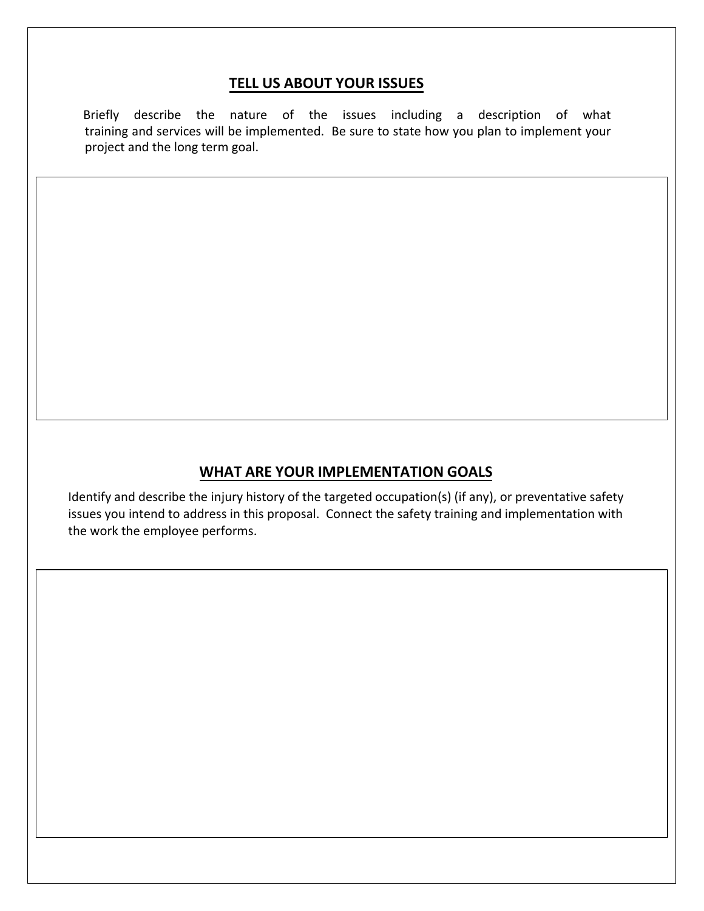## TELL US ABOUT YOUR ISSUES

Briefly describe the nature of the issues including a description of what training and services will be implemented. Be sure to state how you plan to implement your project and the long term goal.

## WHAT ARE YOUR IMPLEMENTATION GOALS

Identify and describe the injury history of the targeted occupation(s) (if any), or preventative safety issues you intend to address in this proposal. Connect the safety training and implementation with the work the employee performs.